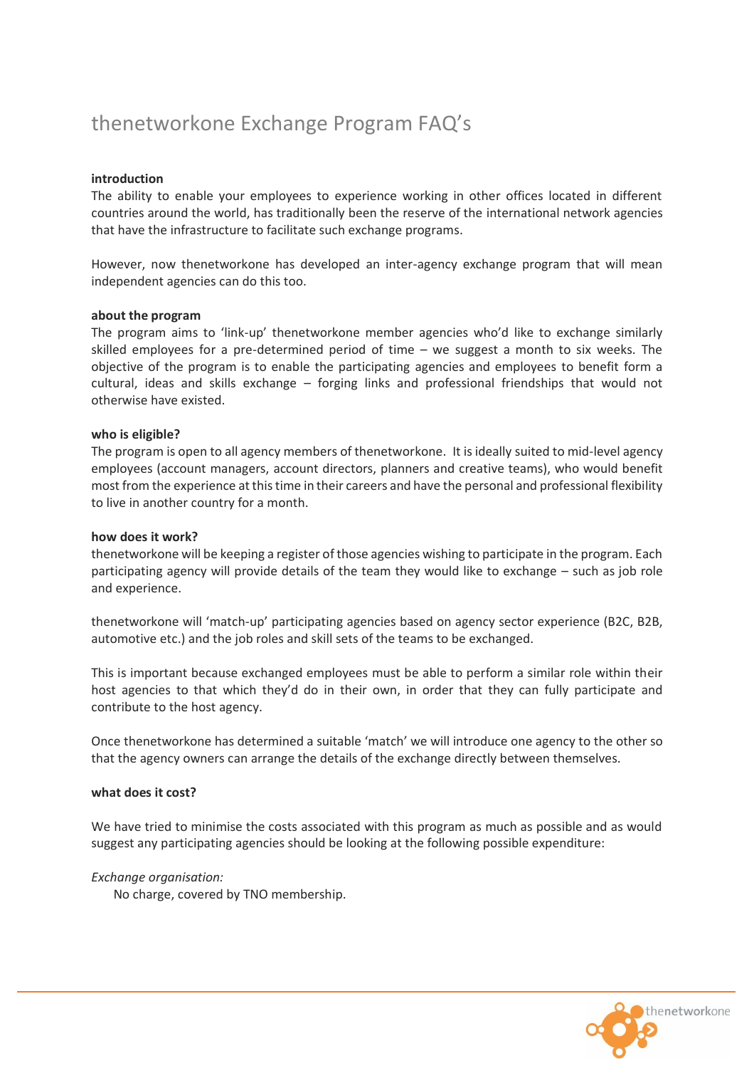# thenetworkone Exchange Program FAQ's

**introduction**

The ability to enable your employees to experience working in other offices located in different countries around the world, has traditionally been the reserve of the international network agencies that have the infrastructure to facilitate such exchange programs.

However, now thenetworkone has developed an inter-agency exchange program that will mean independent agencies can do this too.

**about the program**

The program aims to 'link-up' thenetworkone member agencies who'd like to exchange similarly skilled employees for a pre-determined period of time – we suggest a month to six weeks. The objective of the program is to enable the participating agencies and employees to benefit form a cultural, ideas and skills exchange – forging links and professional friendships that would not otherwise have existed.

**who is eligible?**

The program is open to all agency members of thenetworkone. It is ideally suited to mid-level agency employees (account managers, account directors, planners and creative teams), who would benefit most from the experience at this time in their careers and have the personal and professional flexibility to live in another country for a month.

**how does it work?**

thenetworkone will be keeping a register of those agencies wishing to participate in the program. Each participating agency will provide details of the team they would like to exchange – such as job role and experience.

thenetworkone will 'match-up' participating agencies based on agency sector experience (B2C, B2B, automotive etc.) and the job roles and skill sets of the teams to be exchanged.

This is important because exchanged employees must be able to perform a similar role within their host agencies to that which they'd do in their own, in order that they can fully participate and contribute to the host agency.

Once thenetworkone has determined a suitable 'match' we will introduce one agency to the other so that the agency owners can arrange the details of the exchange directly between themselves.

**what does it cost?**

We have tried to minimise the costs associated with this program as much as possible and as would suggest any participating agencies should be looking at the following possible expenditure:

*Exchange organisation:*

No charge, covered by TNO membership.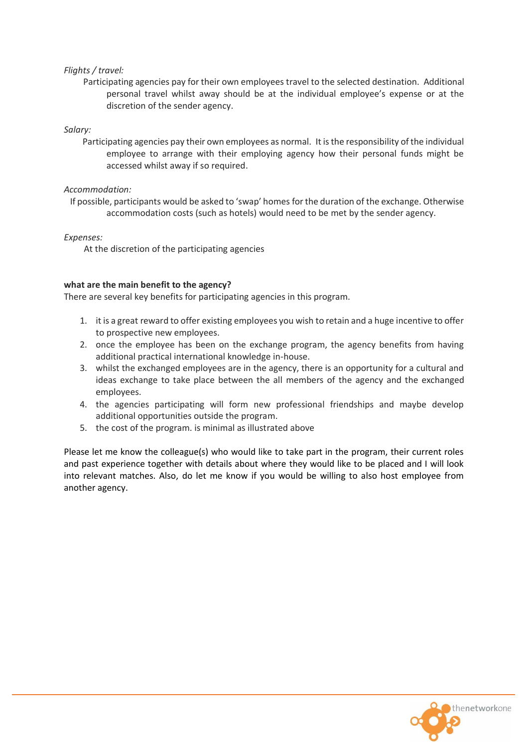*Flights / travel:*

Participating agencies pay for their own employees travel to the selected destination. Additional personal travel whilst away should be at the individual employee's expense or at the discretion of the sender agency.

*Salary:*

Participating agencies pay their own employees as normal. It is the responsibility of the individual employee to arrange with their employing agency how their personal funds might be accessed whilst away if so required.

*Accommodation:*

If possible, participants would be asked to 'swap' homes for the duration of the exchange. Otherwise accommodation costs (such as hotels) would need to be met by the sender agency.

*Expenses:*

At the discretion of the participating agencies

**what are the main benefit to the agency?**

There are several key benefits for participating agencies in this program.

1. it is a great reward to offer existing employees you wish to retain and a huge incentive to offer to prospective new employees.
2. once the employee has been on the exchange program, the agency benefits from having additional practical international knowledge in-house.
3. whilst the exchanged employees are in the agency, there is an opportunity for a cultural and ideas exchange to take place between the all members of the agency and the exchanged employees.
4. the agencies participating will form new professional friendships and maybe develop additional opportunities outside the program.
5. the cost of the program. is minimal as illustrated above

Please let me know the colleague(s) who would like to take part in the program, their current roles and past experience together with details about where they would like to be placed and I will look into relevant matches. Also, do let me know if you would be willing to also host employee from another agency.